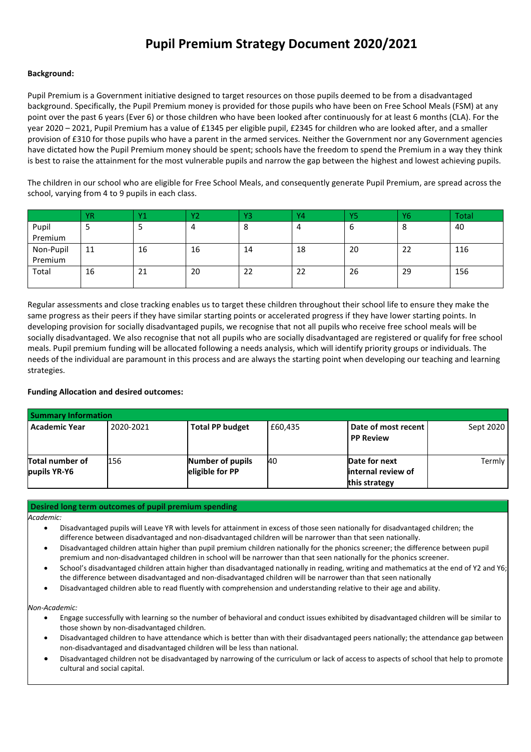# Pupil Premium Strategy Document 2020/2021

**Background:**

Pupil Premium is a Government initiative designed to target resources on those pupils deemed to be from a disadvantaged background. Specifically, the Pupil Premium money is provided for those pupils who have been on Free School Meals (FSM) at any point over the past 6 years (Ever 6) or those children who have been looked after continuously for at least 6 months (CLA). For the year 2020 – 2021, Pupil Premium has a value of £1345 per eligible pupil, £2345 for children who are looked after, and a smaller provision of £310 for those pupils who have a parent in the armed services. Neither the Government nor any Government agencies have dictated how the Pupil Premium money should be spent; schools have the freedom to spend the Premium in a way they think is best to raise the attainment for the most vulnerable pupils and narrow the gap between the highest and lowest achieving pupils.

The children in our school who are eligible for Free School Meals, and consequently generate Pupil Premium, are spread across the school, varying from 4 to 9 pupils in each class.

| | YR | Y1 | Y2 | Y3 | Y4 | Y5 | Y6 | Total |
|---|---|---|---|---|---|---|---|---|
| Pupil Premium | 5 | 5 | 4 | 8 | 4 | 6 | 8 | 40 |
| Non-Pupil Premium | 11 | 16 | 16 | 14 | 18 | 20 | 22 | 116 |
| Total | 16 | 21 | 20 | 22 | 22 | 26 | 29 | 156 |

Regular assessments and close tracking enables us to target these children throughout their school life to ensure they make the same progress as their peers if they have similar starting points or accelerated progress if they have lower starting points. In developing provision for socially disadvantaged pupils, we recognise that not all pupils who receive free school meals will be socially disadvantaged. We also recognise that not all pupils who are socially disadvantaged are registered or qualify for free school meals. Pupil premium funding will be allocated following a needs analysis, which will identify priority groups or individuals. The needs of the individual are paramount in this process and are always the starting point when developing our teaching and learning strategies.

**Funding Allocation and desired outcomes:**

| Summary Information | | | | | |
|---|---|---|---|---|---|
| **Academic Year** | 2020-2021 | **Total PP budget** | £60,435 | **Date of most recent PP Review** | Sept 2020 |
| **Total number of pupils YR-Y6** | 156 | **Number of pupils eligible for PP** | 40 | **Date for next internal review of this strategy** | Termly |

**Desired long term outcomes of pupil premium spending**

*Academic:*

- Disadvantaged pupils will Leave YR with levels for attainment in excess of those seen nationally for disadvantaged children; the difference between disadvantaged and non-disadvantaged children will be narrower than that seen nationally.
- Disadvantaged children attain higher than pupil premium children nationally for the phonics screener; the difference between pupil premium and non-disadvantaged children in school will be narrower than that seen nationally for the phonics screener.
- School's disadvantaged children attain higher than disadvantaged nationally in reading, writing and mathematics at the end of Y2 and Y6; the difference between disadvantaged and non-disadvantaged children will be narrower than that seen nationally
- Disadvantaged children able to read fluently with comprehension and understanding relative to their age and ability.

*Non-Academic:*

- Engage successfully with learning so the number of behavioral and conduct issues exhibited by disadvantaged children will be similar to those shown by non-disadvantaged children.
- Disadvantaged children to have attendance which is better than with their disadvantaged peers nationally; the attendance gap between non-disadvantaged and disadvantaged children will be less than national.
- Disadvantaged children not be disadvantaged by narrowing of the curriculum or lack of access to aspects of school that help to promote cultural and social capital.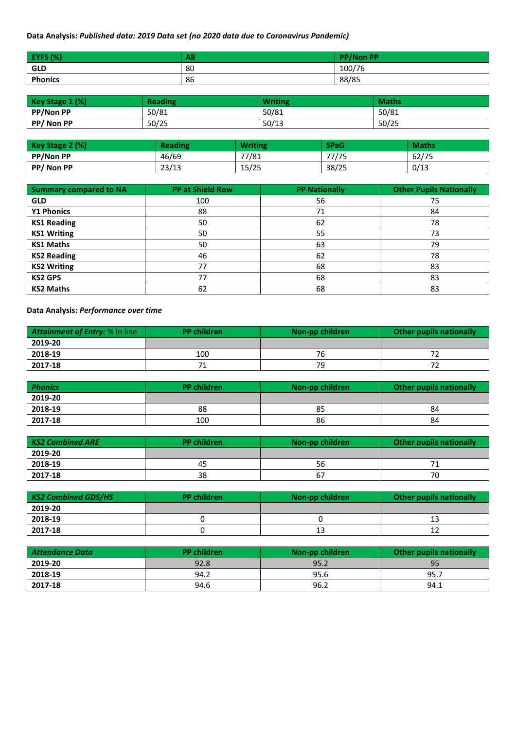**Data Analysis:** ***Published data: 2019 Data set (no 2020 data due to Coronavirus Pandemic)***

| EYFS (%) | All | PP/Non PP |
|---|---|---|
| **GLD** | 80 | 100/76 |
| **Phonics** | 86 | 88/85 |

| Key Stage 1 (%) | Reading | Writing | Maths |
|---|---|---|---|
| **PP/Non PP** | 50/81 | 50/81 | 50/81 |
| **PP/ Non PP** | 50/25 | 50/13 | 50/25 |

| Key Stage 2 (%) | Reading | Writing | SPaG | Maths |
|---|---|---|---|---|
| **PP/Non PP** | 46/69 | 77/81 | 77/75 | 62/75 |
| **PP/ Non PP** | 23/13 | 15/25 | 38/25 | 0/13 |

| Summary compared to NA | PP at Shield Row | PP Nationally | Other Pupils Nationally |
|---|---|---|---|
| **GLD** | 100 | 56 | 75 |
| **Y1 Phonics** | 88 | 71 | 84 |
| **KS1 Reading** | 50 | 62 | 78 |
| **KS1 Writing** | 50 | 55 | 73 |
| **KS1 Maths** | 50 | 63 | 79 |
| **KS2 Reading** | 46 | 62 | 78 |
| **KS2 Writing** | 77 | 68 | 83 |
| **KS2 GPS** | 77 | 68 | 83 |
| **KS2 Maths** | 62 | 68 | 83 |

**Data Analysis:** ***Performance over time***

| *Attainment of Entry:* % In line | PP children | Non-pp children | Other pupils nationally |
|---|---|---|---|
| **2019-20** | | | |
| **2018-19** | 100 | 76 | 72 |
| **2017-18** | 71 | 79 | 72 |

| *Phonics* | PP children | Non-pp children | Other pupils nationally |
|---|---|---|---|
| **2019-20** | | | |
| **2018-19** | 88 | 85 | 84 |
| **2017-18** | 100 | 86 | 84 |

| *KS2 Combined ARE* | PP children | Non-pp children | Other pupils nationally |
|---|---|---|---|
| **2019-20** | | | |
| **2018-19** | 45 | 56 | 71 |
| **2017-18** | 38 | 67 | 70 |

| *KS2 Combined GDS/HS* | PP children | Non-pp children | Other pupils nationally |
|---|---|---|---|
| **2019-20** | | | |
| **2018-19** | 0 | 0 | 13 |
| **2017-18** | 0 | 13 | 12 |

| *Attendance Data* | PP children | Non-pp children | Other pupils nationally |
|---|---|---|---|
| **2019-20** | 92.8 | 95.2 | 95 |
| **2018-19** | 94.2 | 95.6 | 95.7 |
| **2017-18** | 94.6 | 96.2 | 94.1 |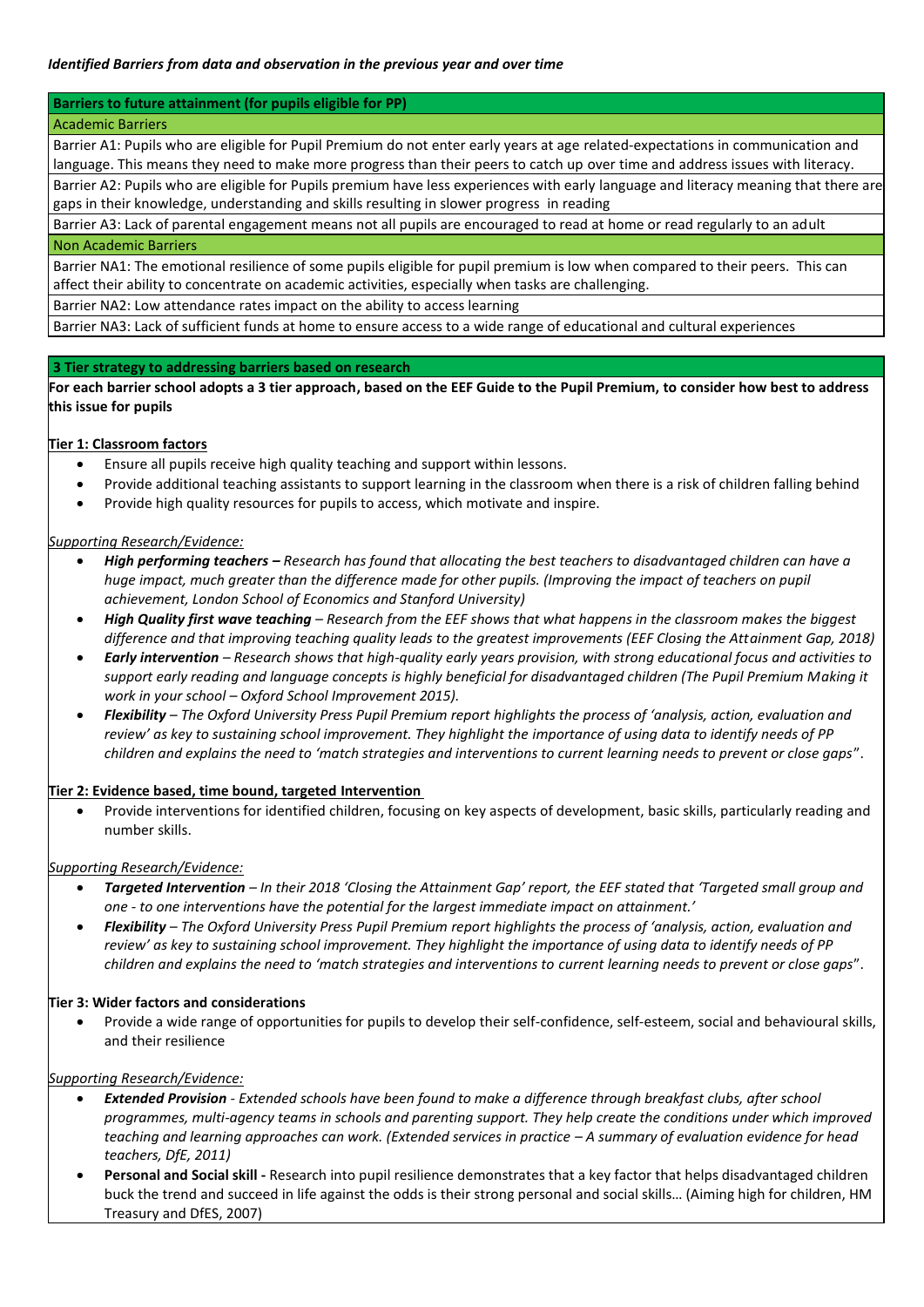*Identified Barriers from data and observation in the previous year and over time*

| **Barriers to future attainment (for pupils eligible for PP)** |
|---|
| Academic Barriers |
| Barrier A1: Pupils who are eligible for Pupil Premium do not enter early years at age related-expectations in communication and language. This means they need to make more progress than their peers to catch up over time and address issues with literacy. |
| Barrier A2: Pupils who are eligible for Pupils premium have less experiences with early language and literacy meaning that there are gaps in their knowledge, understanding and skills resulting in slower progress in reading |
| Barrier A3: Lack of parental engagement means not all pupils are encouraged to read at home or read regularly to an adult |
| Non Academic Barriers |
| Barrier NA1: The emotional resilience of some pupils eligible for pupil premium is low when compared to their peers. This can affect their ability to concentrate on academic activities, especially when tasks are challenging. |
| Barrier NA2: Low attendance rates impact on the ability to access learning |
| Barrier NA3: Lack of sufficient funds at home to ensure access to a wide range of educational and cultural experiences |

**3 Tier strategy to addressing barriers based on research**

**For each barrier school adopts a 3 tier approach, based on the EEF Guide to the Pupil Premium, to consider how best to address this issue for pupils**

**Tier 1: Classroom factors**

- Ensure all pupils receive high quality teaching and support within lessons.
- Provide additional teaching assistants to support learning in the classroom when there is a risk of children falling behind
- Provide high quality resources for pupils to access, which motivate and inspire.

*Supporting Research/Evidence:*

- ***High performing teachers –*** *Research has found that allocating the best teachers to disadvantaged children can have a huge impact, much greater than the difference made for other pupils. (Improving the impact of teachers on pupil achievement, London School of Economics and Stanford University)*
- ***High Quality first wave teaching*** *– Research from the EEF shows that what happens in the classroom makes the biggest difference and that improving teaching quality leads to the greatest improvements (EEF Closing the Attainment Gap, 2018)*
- ***Early intervention*** *– Research shows that high-quality early years provision, with strong educational focus and activities to support early reading and language concepts is highly beneficial for disadvantaged children (The Pupil Premium Making it work in your school – Oxford School Improvement 2015).*
- ***Flexibility*** *– The Oxford University Press Pupil Premium report highlights the process of 'analysis, action, evaluation and review' as key to sustaining school improvement. They highlight the importance of using data to identify needs of PP children and explains the need to 'match strategies and interventions to current learning needs to prevent or close gaps*".

**Tier 2: Evidence based, time bound, targeted Intervention**

- Provide interventions for identified children, focusing on key aspects of development, basic skills, particularly reading and number skills.

*Supporting Research/Evidence:*

- ***Targeted Intervention*** *– In their 2018 'Closing the Attainment Gap' report, the EEF stated that 'Targeted small group and one - to one interventions have the potential for the largest immediate impact on attainment.'*
- ***Flexibility*** *– The Oxford University Press Pupil Premium report highlights the process of 'analysis, action, evaluation and review' as key to sustaining school improvement. They highlight the importance of using data to identify needs of PP children and explains the need to 'match strategies and interventions to current learning needs to prevent or close gaps*".

**Tier 3: Wider factors and considerations**

- Provide a wide range of opportunities for pupils to develop their self-confidence, self-esteem, social and behavioural skills, and their resilience

*Supporting Research/Evidence:*

- ***Extended Provision*** *- Extended schools have been found to make a difference through breakfast clubs, after school programmes, multi-agency teams in schools and parenting support. They help create the conditions under which improved teaching and learning approaches can work. (Extended services in practice – A summary of evaluation evidence for head teachers, DfE, 2011)*
- **Personal and Social skill -** Research into pupil resilience demonstrates that a key factor that helps disadvantaged children buck the trend and succeed in life against the odds is their strong personal and social skills… (Aiming high for children, HM Treasury and DfES, 2007)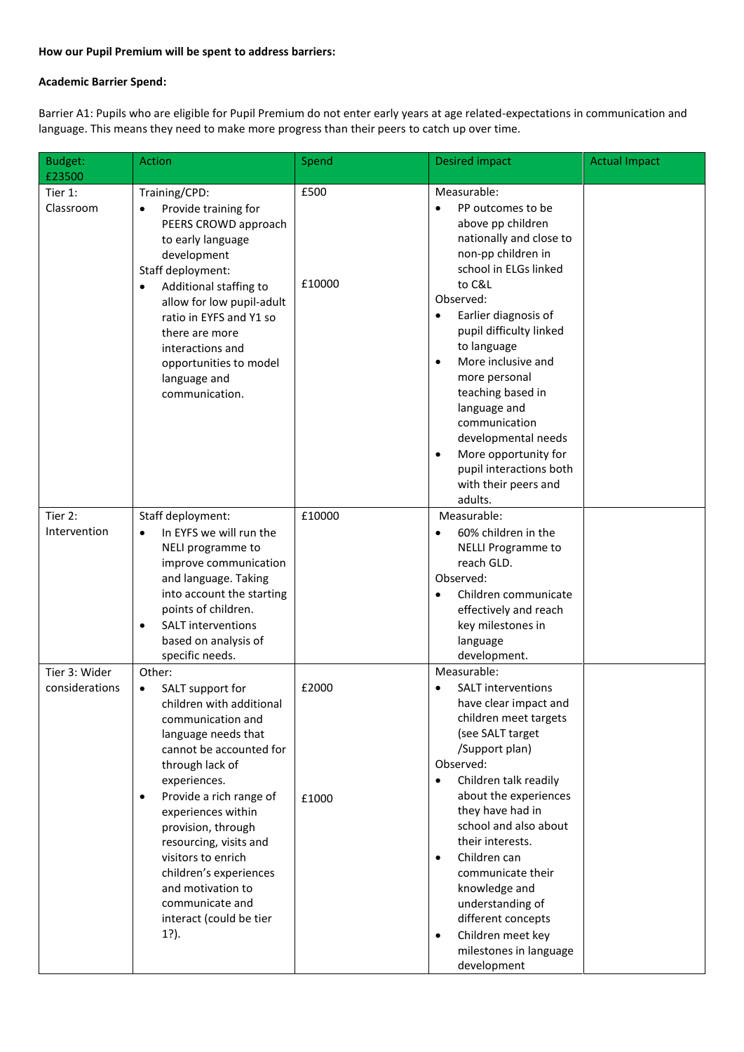**How our Pupil Premium will be spent to address barriers:**

**Academic Barrier Spend:**

Barrier A1: Pupils who are eligible for Pupil Premium do not enter early years at age related-expectations in communication and language. This means they need to make more progress than their peers to catch up over time.

| Budget: £23500 | Action | Spend | Desired impact | Actual Impact |
|---|---|---|---|---|
| Tier 1: Classroom | Training/CPD:<br>• Provide training for PEERS CROWD approach to early language development<br>Staff deployment:<br>• Additional staffing to allow for low pupil-adult ratio in EYFS and Y1 so there are more interactions and opportunities to model language and communication. | £500<br><br>£10000 | Measurable:<br>• PP outcomes to be above pp children nationally and close to non-pp children in school in ELGs linked to C&L<br>Observed:<br>• Earlier diagnosis of pupil difficulty linked to language<br>• More inclusive and more personal teaching based in language and communication developmental needs<br>• More opportunity for pupil interactions both with their peers and adults. | |
| Tier 2: Intervention | Staff deployment:<br>• In EYFS we will run the NELI programme to improve communication and language. Taking into account the starting points of children.<br>• SALT interventions based on analysis of specific needs. | £10000 | Measurable:<br>• 60% children in the NELLI Programme to reach GLD.<br>Observed:<br>• Children communicate effectively and reach key milestones in language development. | |
| Tier 3: Wider considerations | Other:<br>• SALT support for children with additional communication and language needs that cannot be accounted for through lack of experiences.<br>• Provide a rich range of experiences within provision, through resourcing, visits and visitors to enrich children's experiences and motivation to communicate and interact (could be tier 1?). | £2000<br><br>£1000 | Measurable:<br>• SALT interventions have clear impact and children meet targets (see SALT target /Support plan)<br>Observed:<br>• Children talk readily about the experiences they have had in school and also about their interests.<br>• Children can communicate their knowledge and understanding of different concepts<br>• Children meet key milestones in language development | |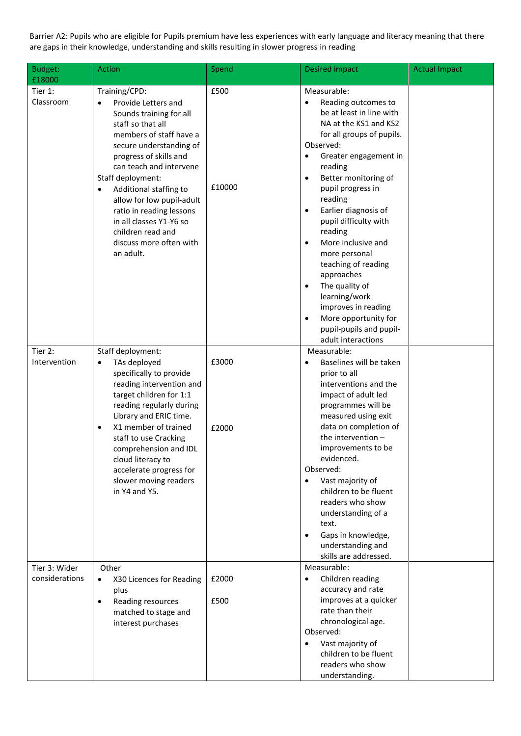Barrier A2: Pupils who are eligible for Pupils premium have less experiences with early language and literacy meaning that there are gaps in their knowledge, understanding and skills resulting in slower progress in reading

| Budget: £18000 | Action | Spend | Desired impact | Actual Impact |
|---|---|---|---|---|
| Tier 1: Classroom | Training/CPD:<br>• Provide Letters and Sounds training for all staff so that all members of staff have a secure understanding of progress of skills and can teach and intervene<br>Staff deployment:<br>• Additional staffing to allow for low pupil-adult ratio in reading lessons in all classes Y1-Y6 so children read and discuss more often with an adult. | £500<br><br>£10000 | Measurable:<br>• Reading outcomes to be at least in line with NA at the KS1 and KS2 for all groups of pupils.<br>Observed:<br>• Greater engagement in reading<br>• Better monitoring of pupil progress in reading<br>• Earlier diagnosis of pupil difficulty with reading<br>• More inclusive and more personal teaching of reading approaches<br>• The quality of learning/work improves in reading<br>• More opportunity for pupil-pupils and pupil-adult interactions | |
| Tier 2: Intervention | Staff deployment:<br>• TAs deployed specifically to provide reading intervention and target children for 1:1 reading regularly during Library and ERIC time.<br>• X1 member of trained staff to use Cracking comprehension and IDL cloud literacy to accelerate progress for slower moving readers in Y4 and Y5. | £3000<br><br>£2000 | Measurable:<br>• Baselines will be taken prior to all interventions and the impact of adult led programmes will be measured using exit data on completion of the intervention – improvements to be evidenced.<br>Observed:<br>• Vast majority of children to be fluent readers who show understanding of a text.<br>• Gaps in knowledge, understanding and skills are addressed. | |
| Tier 3: Wider considerations | Other<br>• X30 Licences for Reading plus<br>• Reading resources matched to stage and interest purchases | £2000<br><br>£500 | Measurable:<br>• Children reading accuracy and rate improves at a quicker rate than their chronological age.<br>Observed:<br>• Vast majority of children to be fluent readers who show understanding. | |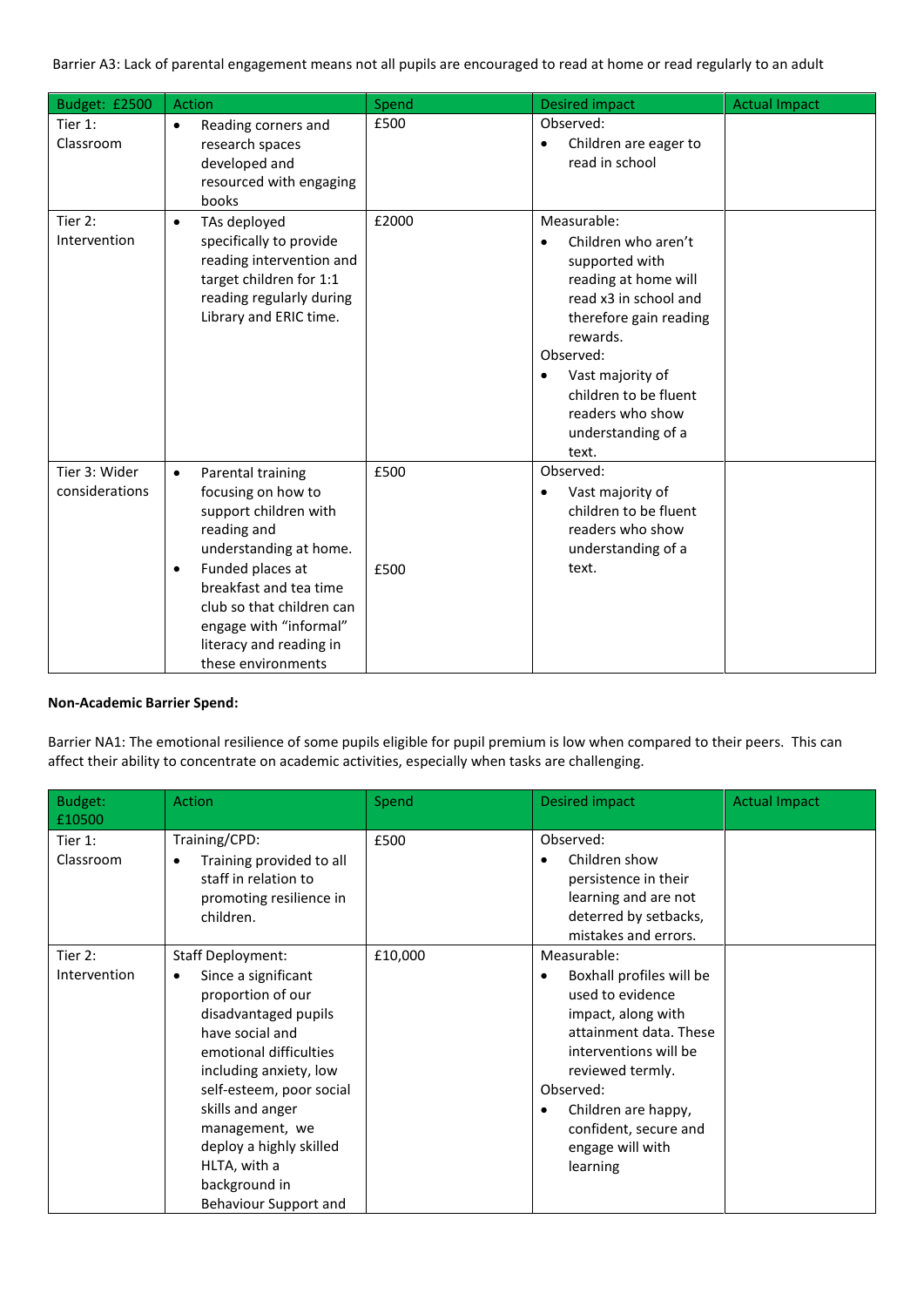Barrier A3: Lack of parental engagement means not all pupils are encouraged to read at home or read regularly to an adult

| Budget: £2500 | Action | Spend | Desired impact | Actual Impact |
|---|---|---|---|---|
| Tier 1: Classroom | • Reading corners and research spaces developed and resourced with engaging books | £500 | Observed: <br>• Children are eager to read in school | |
| Tier 2: Intervention | • TAs deployed specifically to provide reading intervention and target children for 1:1 reading regularly during Library and ERIC time. | £2000 | Measurable: <br>• Children who aren't supported with reading at home will read x3 in school and therefore gain reading rewards. <br>Observed: <br>• Vast majority of children to be fluent readers who show understanding of a text. | |
| Tier 3: Wider considerations | • Parental training focusing on how to support children with reading and understanding at home. <br>• Funded places at breakfast and tea time club so that children can engage with "informal" literacy and reading in these environments | £500 <br><br>£500 | Observed: <br>• Vast majority of children to be fluent readers who show understanding of a text. | |

**Non-Academic Barrier Spend:**

Barrier NA1: The emotional resilience of some pupils eligible for pupil premium is low when compared to their peers. This can affect their ability to concentrate on academic activities, especially when tasks are challenging.

| Budget: £10500 | Action | Spend | Desired impact | Actual Impact |
|---|---|---|---|---|
| Tier 1: Classroom | Training/CPD: <br>• Training provided to all staff in relation to promoting resilience in children. | £500 | Observed: <br>• Children show persistence in their learning and are not deterred by setbacks, mistakes and errors. | |
| Tier 2: Intervention | Staff Deployment: <br>• Since a significant proportion of our disadvantaged pupils have social and emotional difficulties including anxiety, low self-esteem, poor social skills and anger management, we deploy a highly skilled HLTA, with a background in Behaviour Support and | £10,000 | Measurable: <br>• Boxhall profiles will be used to evidence impact, along with attainment data. These interventions will be reviewed termly. <br>Observed: <br>• Children are happy, confident, secure and engage will with learning | |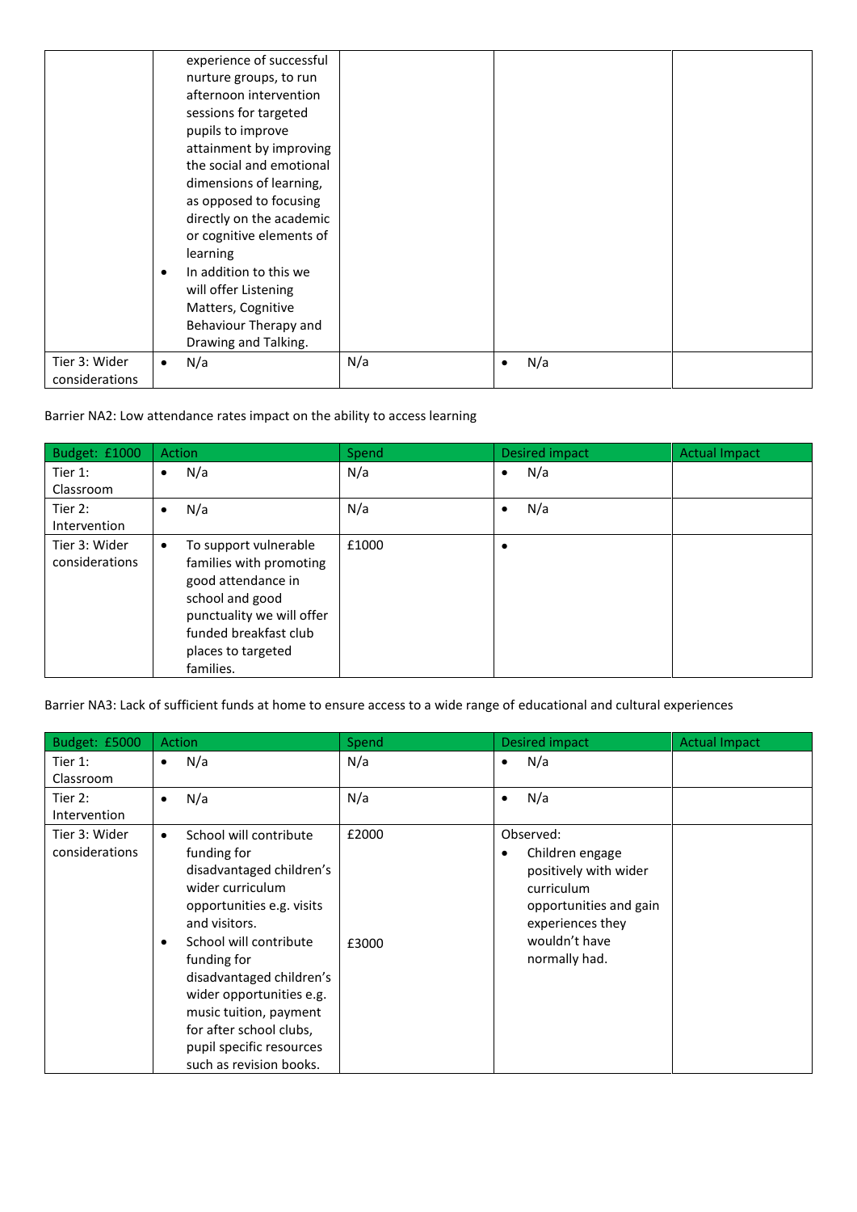| | | | | |
|---|---|---|---|---|
| | experience of successful nurture groups, to run afternoon intervention sessions for targeted pupils to improve attainment by improving the social and emotional dimensions of learning, as opposed to focusing directly on the academic or cognitive elements of learning<br>• In addition to this we will offer Listening Matters, Cognitive Behaviour Therapy and Drawing and Talking. | | | |
| Tier 3: Wider considerations | • N/a | N/a | • N/a | |

Barrier NA2: Low attendance rates impact on the ability to access learning

| Budget: £1000 | Action | Spend | Desired impact | Actual Impact |
|---|---|---|---|---|
| Tier 1: Classroom | • N/a | N/a | • N/a | |
| Tier 2: Intervention | • N/a | N/a | • N/a | |
| Tier 3: Wider considerations | • To support vulnerable families with promoting good attendance in school and good punctuality we will offer funded breakfast club places to targeted families. | £1000 | • | |

Barrier NA3: Lack of sufficient funds at home to ensure access to a wide range of educational and cultural experiences

| Budget: £5000 | Action | Spend | Desired impact | Actual Impact |
|---|---|---|---|---|
| Tier 1: Classroom | • N/a | N/a | • N/a | |
| Tier 2: Intervention | • N/a | N/a | • N/a | |
| Tier 3: Wider considerations | • School will contribute funding for disadvantaged children's wider curriculum opportunities e.g. visits and visitors.<br>• School will contribute funding for disadvantaged children's wider opportunities e.g. music tuition, payment for after school clubs, pupil specific resources such as revision books. | £2000<br><br>£3000 | Observed:<br>• Children engage positively with wider curriculum opportunities and gain experiences they wouldn't have normally had. | |